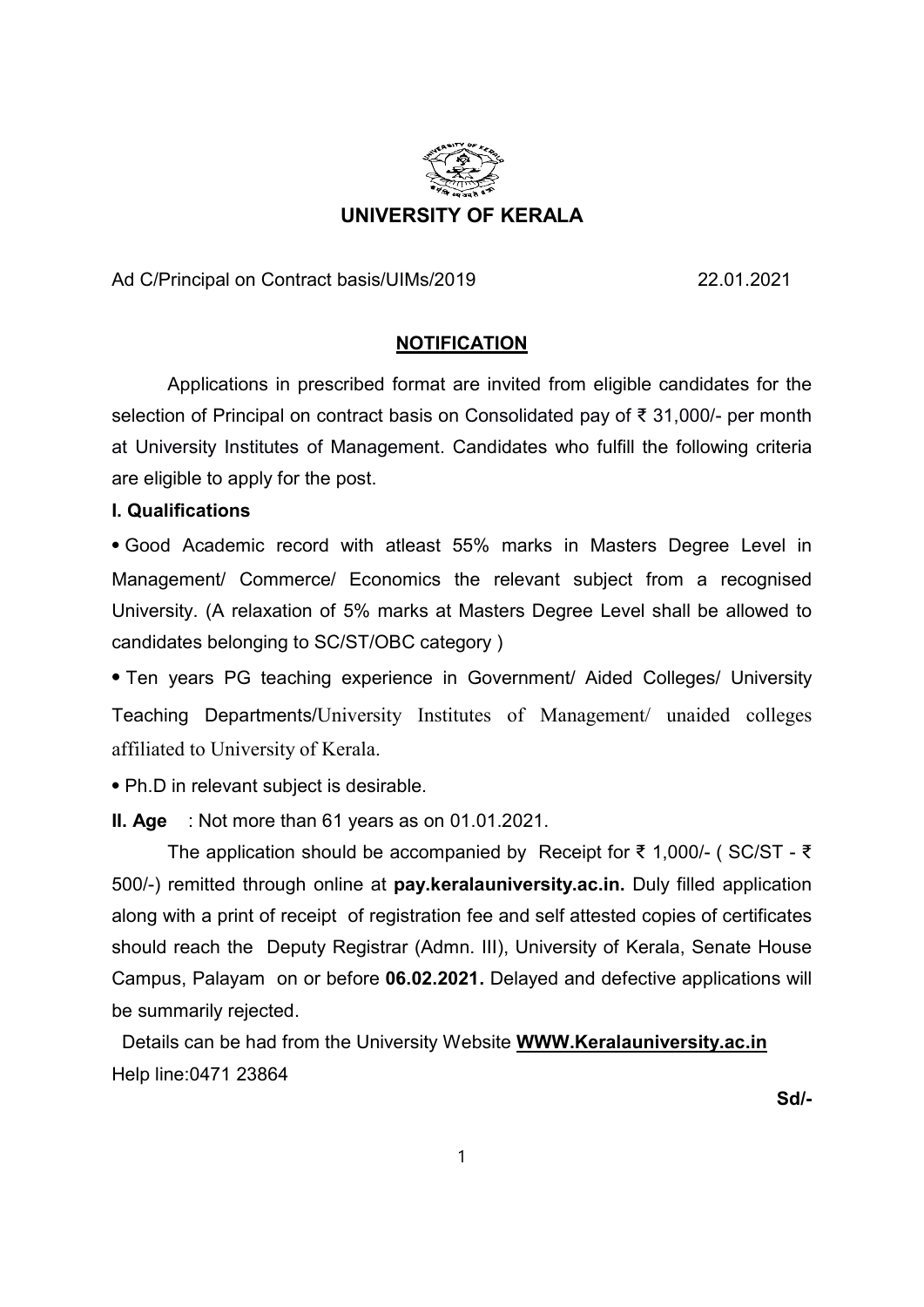# UNIVERSITY OF KERALA

Ad C/Principal on Contract basis/UIMs/2019 22.01.2021

## NOTIFICATION

Applications in prescribed format are invited from eligible candidates for the selection of Principal on contract basis on Consolidated pay of ₹ 31,000/- per month at University Institutes of Management. Candidates who fulfill the following criteria are eligible to apply for the post.

**I. Qualifications**

- Good Academic record with atleast 55% marks in Masters Degree Level in Management/ Commerce/ Economics the relevant subject from a recognised University. (A relaxation of 5% marks at Masters Degree Level shall be allowed to candidates belonging to SC/ST/OBC category )
- Ten years PG teaching experience in Government/ Aided Colleges/ University Teaching Departments/University Institutes of Management/ unaided colleges affiliated to University of Kerala.
- Ph.D in relevant subject is desirable.

**II. Age** : Not more than 61 years as on 01.01.2021.

The application should be accompanied by Receipt for ₹ 1,000/- ( SC/ST - ₹ 500/-) remitted through online at **pay.keralauniversity.ac.in.** Duly filled application along with a print of receipt of registration fee and self attested copies of certificates should reach the Deputy Registrar (Admn. III), University of Kerala, Senate House Campus, Palayam on or before **06.02.2021.** Delayed and defective applications will be summarily rejected.

Details can be had from the University Website **WWW.Keralauniversity.ac.in**
Help line:0471 23864

**Sd/-**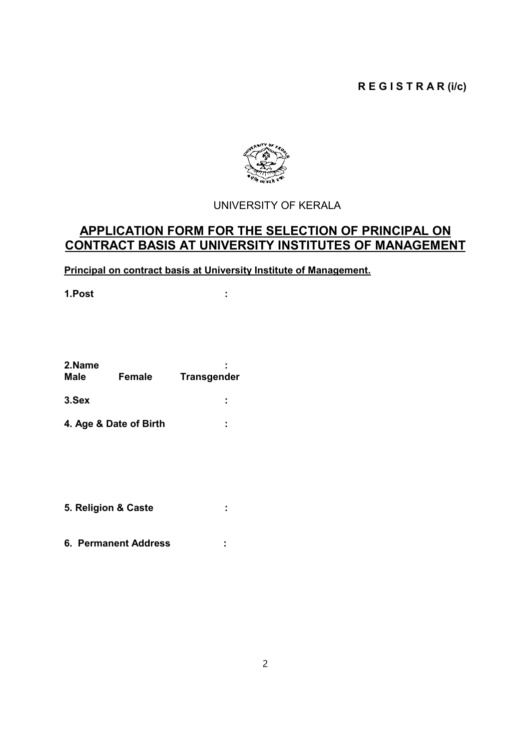**R E G I S T R A R (i/c)**

UNIVERSITY OF KERALA

## APPLICATION FORM FOR THE SELECTION OF PRINCIPAL ON CONTRACT BASIS AT UNIVERSITY INSTITUTES OF MANAGEMENT

**Principal on contract basis at University Institute of Management.**

**1.Post :**

**2.Name :**

**Male Female Transgender**

**3.Sex :**

**4. Age & Date of Birth :**

**5. Religion & Caste :**

**6. Permanent Address :**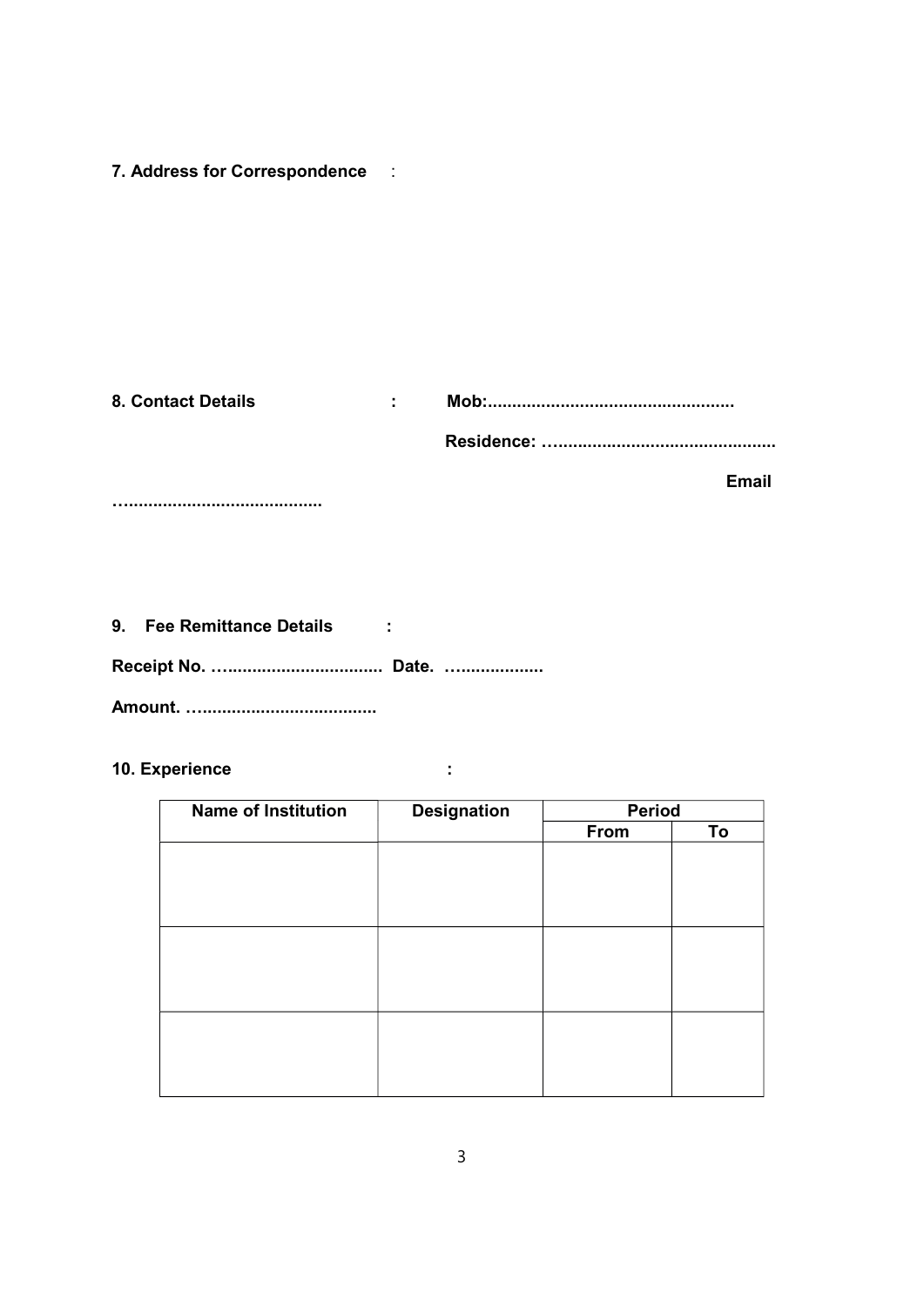**7. Address for Correspondence** :

**8. Contact Details** : **Mob:..................................................**

**Residence: …............................................**

**Email …........................................**

**9. Fee Remittance Details** :

**Receipt No. …............................... Date. …................**

**Amount. …...................................**

**10. Experience** :

| Name of Institution | Designation | Period | |
|---|---|---|---|
| | | From | To |
| | | | |
| | | | |
| | | | |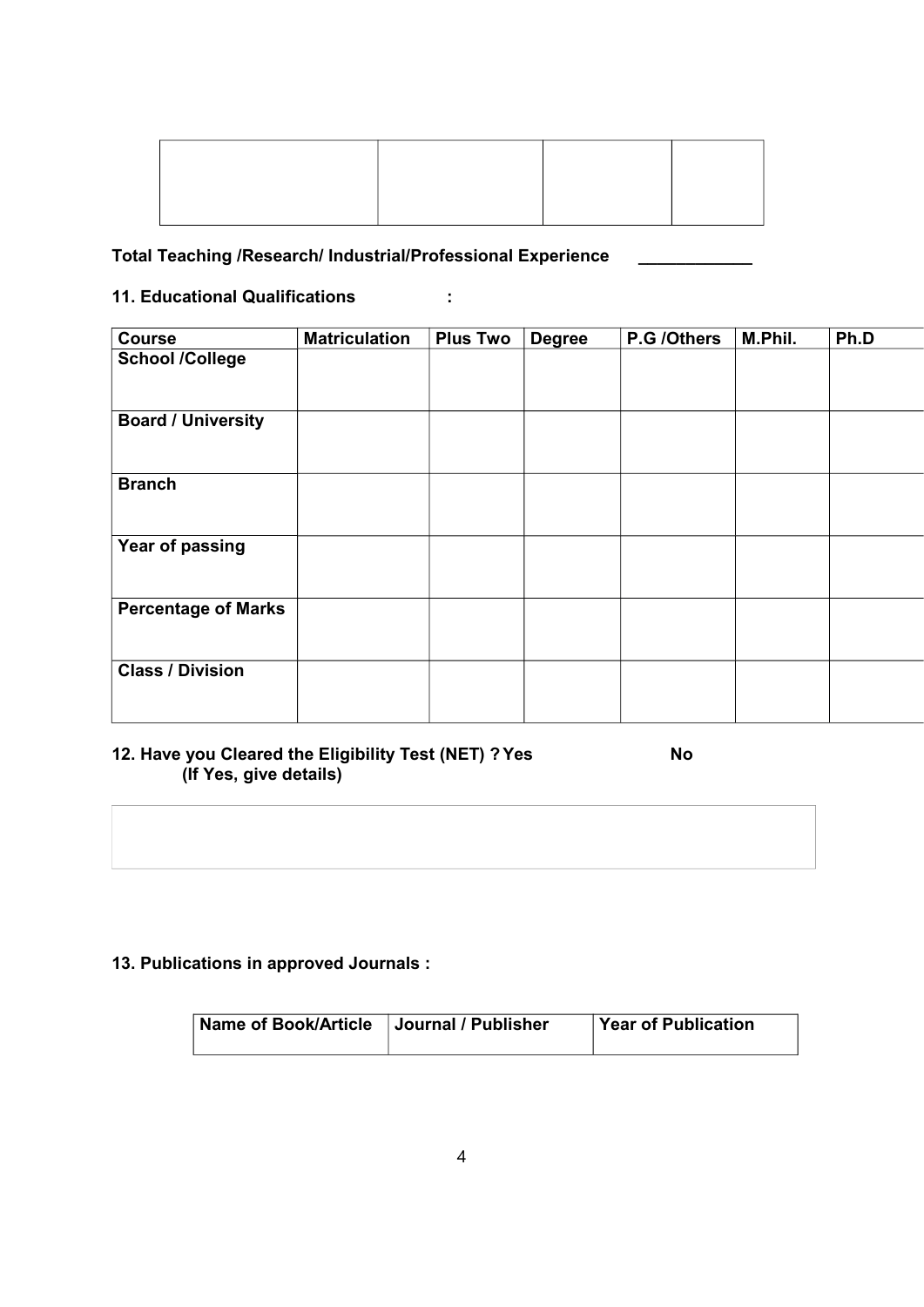| | | | |
|---|---|---|---|
| | | | |

**Total Teaching /Research/ Industrial/Professional Experience ____________**

**11. Educational Qualifications :**

| **Course** | **Matriculation** | **Plus Two** | **Degree** | **P.G /Others** | **M.Phil.** | **Ph.D** |
|---|---|---|---|---|---|---|
| **School /College** | | | | | | |
| **Board / University** | | | | | | |
| **Branch** | | | | | | |
| **Year of passing** | | | | | | |
| **Percentage of Marks** | | | | | | |
| **Class / Division** | | | | | | |

**12. Have you Cleared the Eligibility Test (NET) ? Yes No**
**(If Yes, give details)**

| |
|---|
| |

**13. Publications in approved Journals :**

| **Name of Book/Article** | **Journal / Publisher** | **Year of Publication** |
|---|---|---|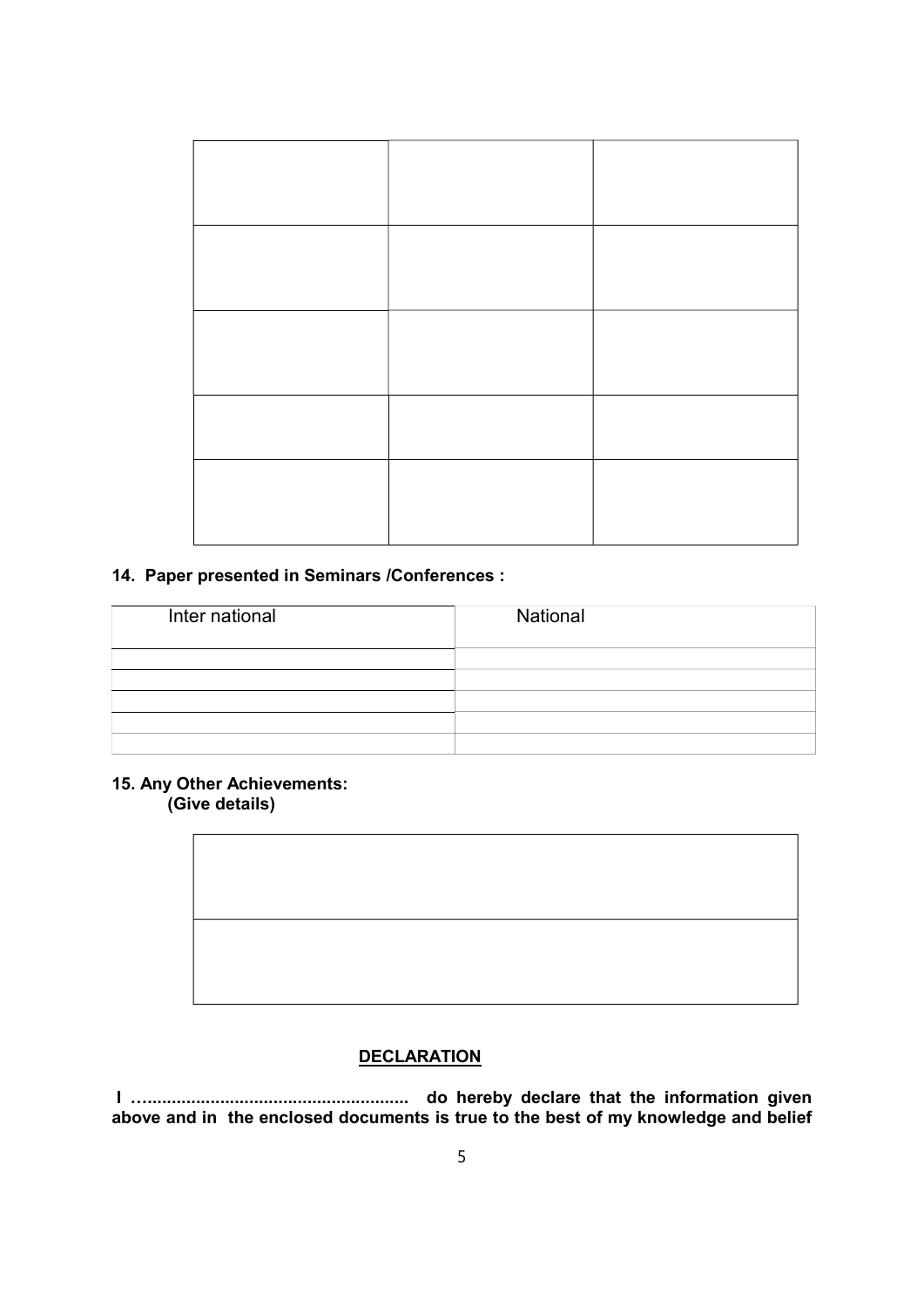| | | |
|---|---|---|
| | | |
| | | |
| | | |
| | | |
| | | |

**14. Paper presented in Seminars /Conferences :**

| Inter national | National |
|---|---|
| | |
| | |
| | |
| | |
| | |

**15. Any Other Achievements:**
**(Give details)**

| |
|---|
| |
| |

**DECLARATION**

**I …..................................................... do hereby declare that the information given above and in the enclosed documents is true to the best of my knowledge and belief**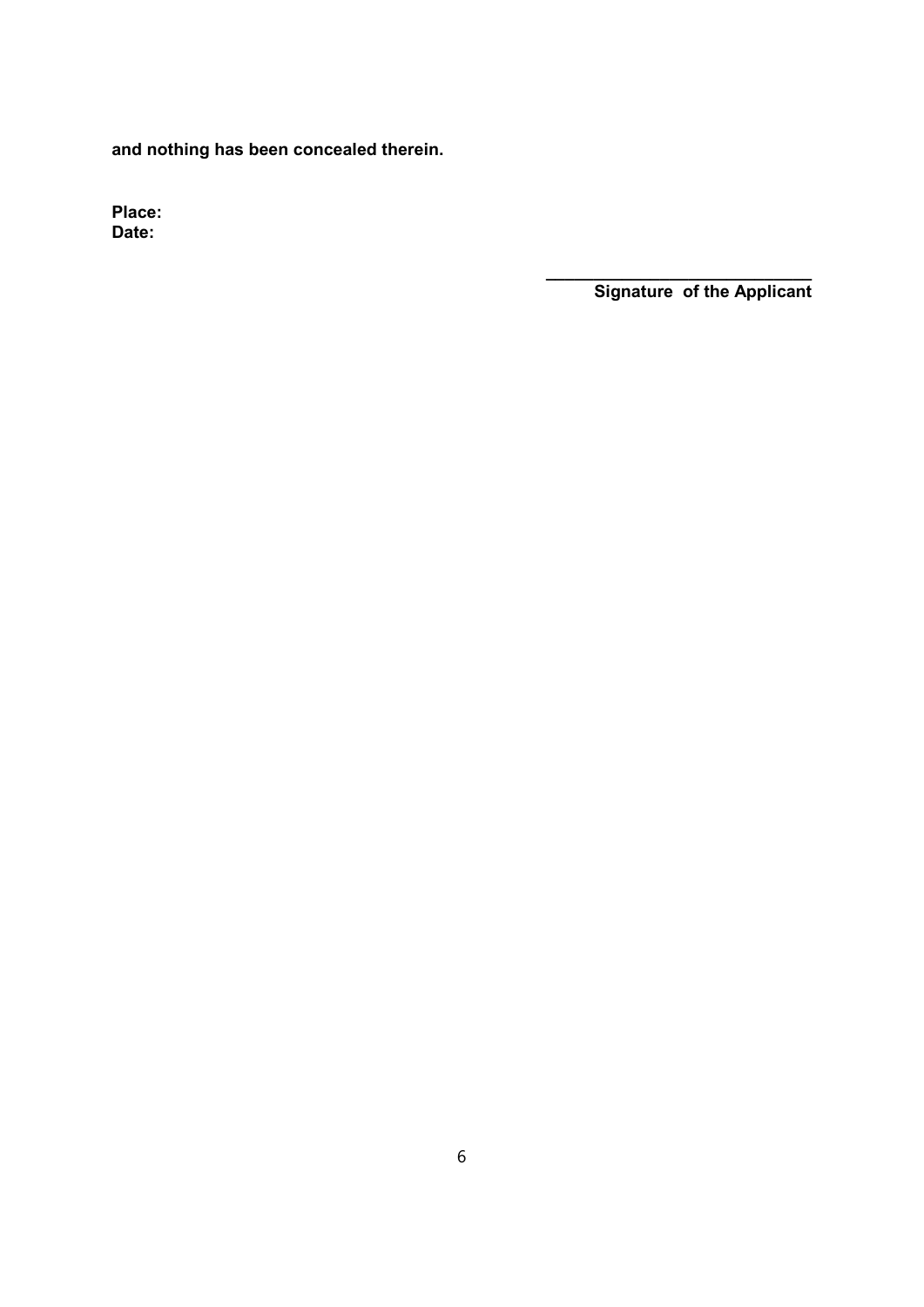**and nothing has been concealed therein.**

**Place:**
**Date:**

\_\_\_\_\_\_\_\_\_\_\_\_\_\_\_\_\_\_\_\_\_\_\_\_\_\_\_\_\_\_

**Signature of the Applicant**